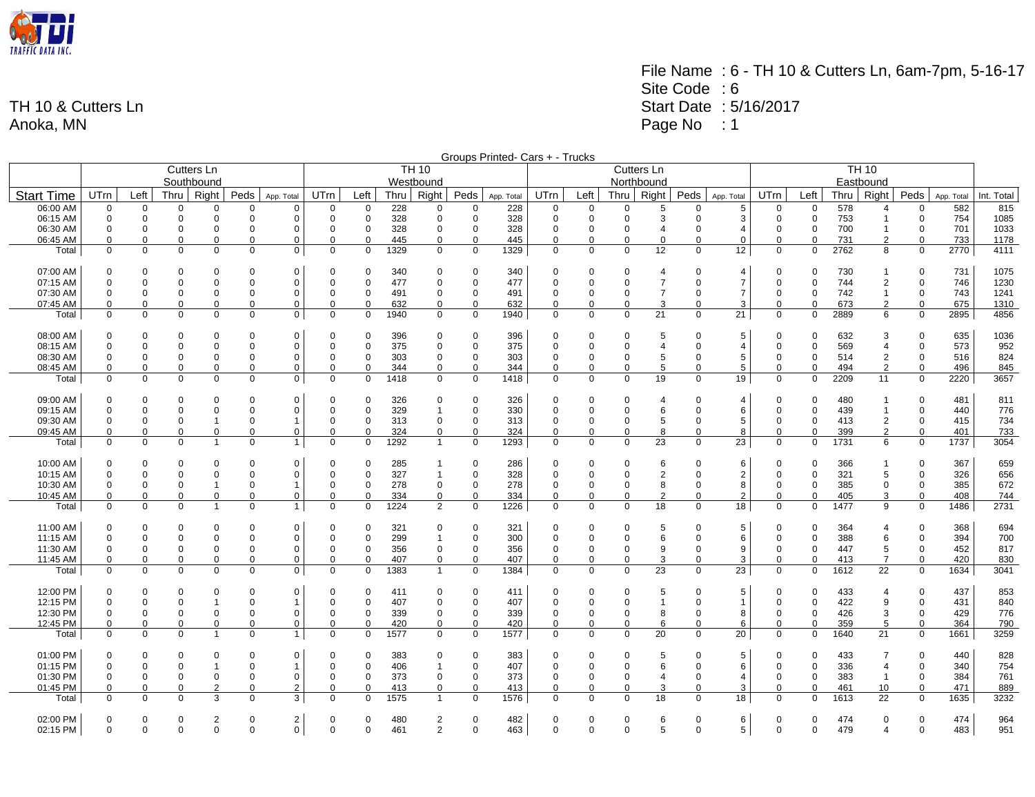TH 10 & Cutters Ln
Anoka, MN

File Name : 6 - TH 10 & Cutters Ln, 6am-7pm, 5-16-17
Site Code : 6
Start Date : 5/16/2017
Page No : 1

Groups Printed- Cars + - Trucks

| | Cutters Ln Southbound | | | | | | TH 10 Westbound | | | | | | Cutters Ln Northbound | | | | | | TH 10 Eastbound | | | | | | |
|---|---|---|---|---|---|---|---|---|---|---|---|---|---|---|---|---|---|---|---|---|---|---|---|---|---|
| Start Time | UTrn | Left | Thru | Right | Peds | App. Total | UTrn | Left | Thru | Right | Peds | App. Total | UTrn | Left | Thru | Right | Peds | App. Total | UTrn | Left | Thru | Right | Peds | App. Total | Int. Total |
| 06:00 AM | 0 | 0 | 0 | 0 | 0 | 0 | 0 | 0 | 228 | 0 | 0 | 228 | 0 | 0 | 0 | 5 | 0 | 5 | 0 | 0 | 578 | 4 | 0 | 582 | 815 |
| 06:15 AM | 0 | 0 | 0 | 0 | 0 | 0 | 0 | 0 | 328 | 0 | 0 | 328 | 0 | 0 | 0 | 3 | 0 | 3 | 0 | 0 | 753 | 1 | 0 | 754 | 1085 |
| 06:30 AM | 0 | 0 | 0 | 0 | 0 | 0 | 0 | 0 | 328 | 0 | 0 | 328 | 0 | 0 | 0 | 4 | 0 | 4 | 0 | 0 | 700 | 1 | 0 | 701 | 1033 |
| 06:45 AM | 0 | 0 | 0 | 0 | 0 | 0 | 0 | 0 | 445 | 0 | 0 | 445 | 0 | 0 | 0 | 0 | 0 | 0 | 0 | 0 | 731 | 2 | 0 | 733 | 1178 |
| Total | 0 | 0 | 0 | 0 | 0 | 0 | 0 | 0 | 1329 | 0 | 0 | 1329 | 0 | 0 | 0 | 12 | 0 | 12 | 0 | 0 | 2762 | 8 | 0 | 2770 | 4111 |
| | | | | | | | | | | | | | | | | | | | | | | | | | |
| 07:00 AM | 0 | 0 | 0 | 0 | 0 | 0 | 0 | 0 | 340 | 0 | 0 | 340 | 0 | 0 | 0 | 4 | 0 | 4 | 0 | 0 | 730 | 1 | 0 | 731 | 1075 |
| 07:15 AM | 0 | 0 | 0 | 0 | 0 | 0 | 0 | 0 | 477 | 0 | 0 | 477 | 0 | 0 | 0 | 7 | 0 | 7 | 0 | 0 | 744 | 2 | 0 | 746 | 1230 |
| 07:30 AM | 0 | 0 | 0 | 0 | 0 | 0 | 0 | 0 | 491 | 0 | 0 | 491 | 0 | 0 | 0 | 7 | 0 | 7 | 0 | 0 | 742 | 1 | 0 | 743 | 1241 |
| 07:45 AM | 0 | 0 | 0 | 0 | 0 | 0 | 0 | 0 | 632 | 0 | 0 | 632 | 0 | 0 | 0 | 3 | 0 | 3 | 0 | 0 | 673 | 2 | 0 | 675 | 1310 |
| Total | 0 | 0 | 0 | 0 | 0 | 0 | 0 | 0 | 1940 | 0 | 0 | 1940 | 0 | 0 | 0 | 21 | 0 | 21 | 0 | 0 | 2889 | 6 | 0 | 2895 | 4856 |
| | | | | | | | | | | | | | | | | | | | | | | | | | |
| 08:00 AM | 0 | 0 | 0 | 0 | 0 | 0 | 0 | 0 | 396 | 0 | 0 | 396 | 0 | 0 | 0 | 5 | 0 | 5 | 0 | 0 | 632 | 3 | 0 | 635 | 1036 |
| 08:15 AM | 0 | 0 | 0 | 0 | 0 | 0 | 0 | 0 | 375 | 0 | 0 | 375 | 0 | 0 | 0 | 4 | 0 | 4 | 0 | 0 | 569 | 4 | 0 | 573 | 952 |
| 08:30 AM | 0 | 0 | 0 | 0 | 0 | 0 | 0 | 0 | 303 | 0 | 0 | 303 | 0 | 0 | 0 | 5 | 0 | 5 | 0 | 0 | 514 | 2 | 0 | 516 | 824 |
| 08:45 AM | 0 | 0 | 0 | 0 | 0 | 0 | 0 | 0 | 344 | 0 | 0 | 344 | 0 | 0 | 0 | 5 | 0 | 5 | 0 | 0 | 494 | 2 | 0 | 496 | 845 |
| Total | 0 | 0 | 0 | 0 | 0 | 0 | 0 | 0 | 1418 | 0 | 0 | 1418 | 0 | 0 | 0 | 19 | 0 | 19 | 0 | 0 | 2209 | 11 | 0 | 2220 | 3657 |
| | | | | | | | | | | | | | | | | | | | | | | | | | |
| 09:00 AM | 0 | 0 | 0 | 0 | 0 | 0 | 0 | 0 | 326 | 0 | 0 | 326 | 0 | 0 | 0 | 4 | 0 | 4 | 0 | 0 | 480 | 1 | 0 | 481 | 811 |
| 09:15 AM | 0 | 0 | 0 | 0 | 0 | 0 | 0 | 0 | 329 | 1 | 0 | 330 | 0 | 0 | 0 | 6 | 0 | 6 | 0 | 0 | 439 | 1 | 0 | 440 | 776 |
| 09:30 AM | 0 | 0 | 0 | 1 | 0 | 1 | 0 | 0 | 313 | 0 | 0 | 313 | 0 | 0 | 0 | 5 | 0 | 5 | 0 | 0 | 413 | 2 | 0 | 415 | 734 |
| 09:45 AM | 0 | 0 | 0 | 0 | 0 | 0 | 0 | 0 | 324 | 0 | 0 | 324 | 0 | 0 | 0 | 8 | 0 | 8 | 0 | 0 | 399 | 2 | 0 | 401 | 733 |
| Total | 0 | 0 | 0 | 1 | 0 | 1 | 0 | 0 | 1292 | 1 | 0 | 1293 | 0 | 0 | 0 | 23 | 0 | 23 | 0 | 0 | 1731 | 6 | 0 | 1737 | 3054 |
| | | | | | | | | | | | | | | | | | | | | | | | | | |
| 10:00 AM | 0 | 0 | 0 | 0 | 0 | 0 | 0 | 0 | 285 | 1 | 0 | 286 | 0 | 0 | 0 | 6 | 0 | 6 | 0 | 0 | 366 | 1 | 0 | 367 | 659 |
| 10:15 AM | 0 | 0 | 0 | 0 | 0 | 0 | 0 | 0 | 327 | 1 | 0 | 328 | 0 | 0 | 0 | 2 | 0 | 2 | 0 | 0 | 321 | 5 | 0 | 326 | 656 |
| 10:30 AM | 0 | 0 | 0 | 1 | 0 | 1 | 0 | 0 | 278 | 0 | 0 | 278 | 0 | 0 | 0 | 8 | 0 | 8 | 0 | 0 | 385 | 0 | 0 | 385 | 672 |
| 10:45 AM | 0 | 0 | 0 | 0 | 0 | 0 | 0 | 0 | 334 | 0 | 0 | 334 | 0 | 0 | 0 | 2 | 0 | 2 | 0 | 0 | 405 | 3 | 0 | 408 | 744 |
| Total | 0 | 0 | 0 | 1 | 0 | 1 | 0 | 0 | 1224 | 2 | 0 | 1226 | 0 | 0 | 0 | 18 | 0 | 18 | 0 | 0 | 1477 | 9 | 0 | 1486 | 2731 |
| | | | | | | | | | | | | | | | | | | | | | | | | | |
| 11:00 AM | 0 | 0 | 0 | 0 | 0 | 0 | 0 | 0 | 321 | 0 | 0 | 321 | 0 | 0 | 0 | 5 | 0 | 5 | 0 | 0 | 364 | 4 | 0 | 368 | 694 |
| 11:15 AM | 0 | 0 | 0 | 0 | 0 | 0 | 0 | 0 | 299 | 1 | 0 | 300 | 0 | 0 | 0 | 6 | 0 | 6 | 0 | 0 | 388 | 6 | 0 | 394 | 700 |
| 11:30 AM | 0 | 0 | 0 | 0 | 0 | 0 | 0 | 0 | 356 | 0 | 0 | 356 | 0 | 0 | 0 | 9 | 0 | 9 | 0 | 0 | 447 | 5 | 0 | 452 | 817 |
| 11:45 AM | 0 | 0 | 0 | 0 | 0 | 0 | 0 | 0 | 407 | 0 | 0 | 407 | 0 | 0 | 0 | 3 | 0 | 3 | 0 | 0 | 413 | 7 | 0 | 420 | 830 |
| Total | 0 | 0 | 0 | 0 | 0 | 0 | 0 | 0 | 1383 | 1 | 0 | 1384 | 0 | 0 | 0 | 23 | 0 | 23 | 0 | 0 | 1612 | 22 | 0 | 1634 | 3041 |
| | | | | | | | | | | | | | | | | | | | | | | | | | |
| 12:00 PM | 0 | 0 | 0 | 0 | 0 | 0 | 0 | 0 | 411 | 0 | 0 | 411 | 0 | 0 | 0 | 5 | 0 | 5 | 0 | 0 | 433 | 4 | 0 | 437 | 853 |
| 12:15 PM | 0 | 0 | 0 | 1 | 0 | 1 | 0 | 0 | 407 | 0 | 0 | 407 | 0 | 0 | 0 | 1 | 0 | 1 | 0 | 0 | 422 | 9 | 0 | 431 | 840 |
| 12:30 PM | 0 | 0 | 0 | 0 | 0 | 0 | 0 | 0 | 339 | 0 | 0 | 339 | 0 | 0 | 0 | 8 | 0 | 8 | 0 | 0 | 426 | 3 | 0 | 429 | 776 |
| 12:45 PM | 0 | 0 | 0 | 0 | 0 | 0 | 0 | 0 | 420 | 0 | 0 | 420 | 0 | 0 | 0 | 6 | 0 | 6 | 0 | 0 | 359 | 5 | 0 | 364 | 790 |
| Total | 0 | 0 | 0 | 1 | 0 | 1 | 0 | 0 | 1577 | 0 | 0 | 1577 | 0 | 0 | 0 | 20 | 0 | 20 | 0 | 0 | 1640 | 21 | 0 | 1661 | 3259 |
| | | | | | | | | | | | | | | | | | | | | | | | | | |
| 01:00 PM | 0 | 0 | 0 | 0 | 0 | 0 | 0 | 0 | 383 | 0 | 0 | 383 | 0 | 0 | 0 | 5 | 0 | 5 | 0 | 0 | 433 | 7 | 0 | 440 | 828 |
| 01:15 PM | 0 | 0 | 0 | 1 | 0 | 1 | 0 | 0 | 406 | 1 | 0 | 407 | 0 | 0 | 0 | 6 | 0 | 6 | 0 | 0 | 336 | 4 | 0 | 340 | 754 |
| 01:30 PM | 0 | 0 | 0 | 0 | 0 | 0 | 0 | 0 | 373 | 0 | 0 | 373 | 0 | 0 | 0 | 4 | 0 | 4 | 0 | 0 | 383 | 1 | 0 | 384 | 761 |
| 01:45 PM | 0 | 0 | 0 | 2 | 0 | 2 | 0 | 0 | 413 | 0 | 0 | 413 | 0 | 0 | 0 | 3 | 0 | 3 | 0 | 0 | 461 | 10 | 0 | 471 | 889 |
| Total | 0 | 0 | 0 | 3 | 0 | 3 | 0 | 0 | 1575 | 1 | 0 | 1576 | 0 | 0 | 0 | 18 | 0 | 18 | 0 | 0 | 1613 | 22 | 0 | 1635 | 3232 |
| | | | | | | | | | | | | | | | | | | | | | | | | | |
| 02:00 PM | 0 | 0 | 0 | 2 | 0 | 2 | 0 | 0 | 480 | 2 | 0 | 482 | 0 | 0 | 0 | 6 | 0 | 6 | 0 | 0 | 474 | 0 | 0 | 474 | 964 |
| 02:15 PM | 0 | 0 | 0 | 0 | 0 | 0 | 0 | 0 | 461 | 2 | 0 | 463 | 0 | 0 | 0 | 5 | 0 | 5 | 0 | 0 | 479 | 4 | 0 | 483 | 951 |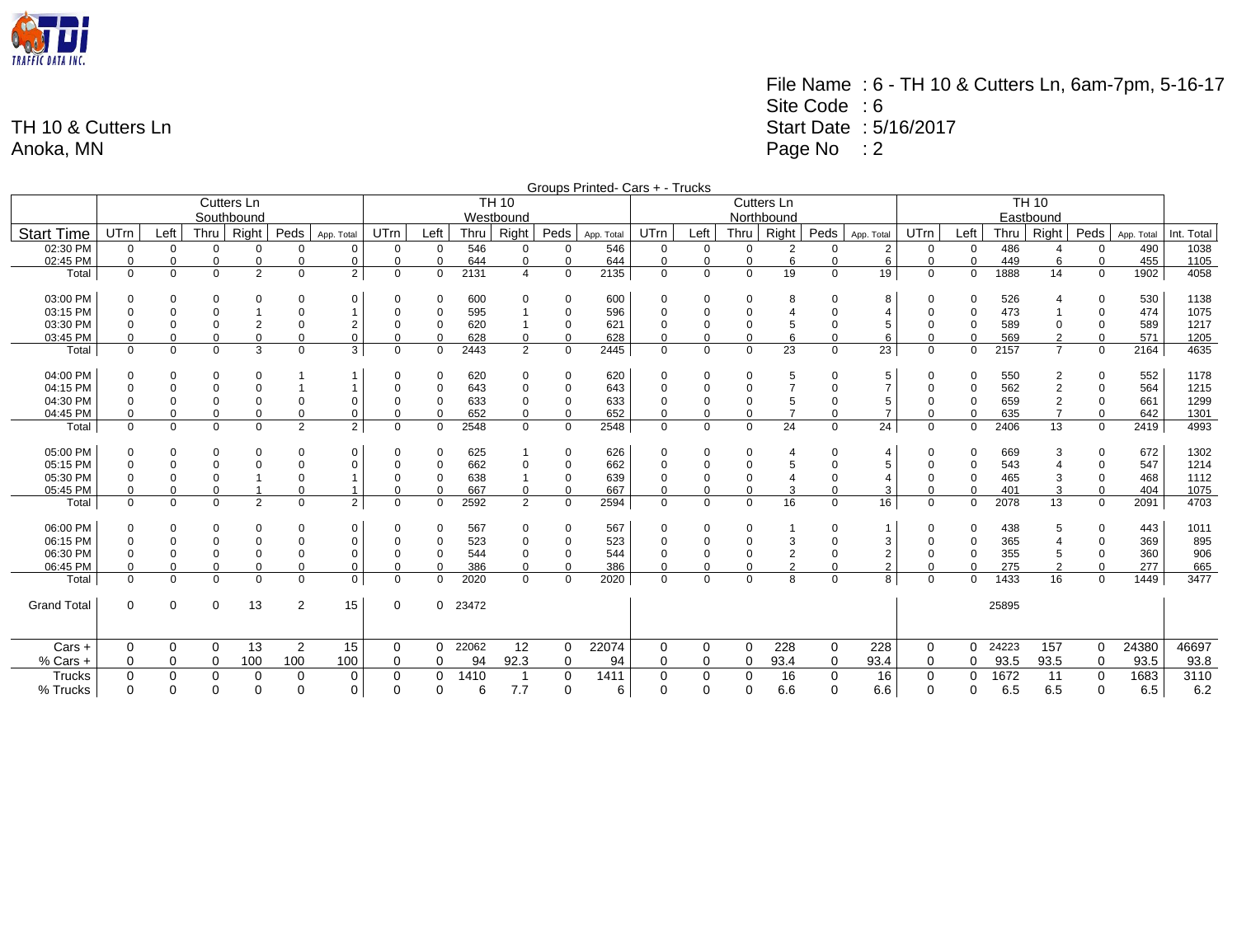TH 10 & Cutters Ln
Anoka, MN

File Name : 6 - TH 10 & Cutters Ln, 6am-7pm, 5-16-17
Site Code : 6
Start Date : 5/16/2017
Page No : 2

Groups Printed- Cars + - Trucks

| | Cutters Ln Southbound | | | | | | TH 10 Westbound | | | | | | Cutters Ln Northbound | | | | | | TH 10 Eastbound | | | | | | |
|---|---|---|---|---|---|---|---|---|---|---|---|---|---|---|---|---|---|---|---|---|---|---|---|---|---|
| Start Time | UTrn | Left | Thru | Right | Peds | App. Total | UTrn | Left | Thru | Right | Peds | App. Total | UTrn | Left | Thru | Right | Peds | App. Total | UTrn | Left | Thru | Right | Peds | App. Total | Int. Total |
| 02:30 PM | 0 | 0 | 0 | 0 | 0 | 0 | 0 | 0 | 546 | 0 | 0 | 546 | 0 | 0 | 0 | 2 | 0 | 2 | 0 | 0 | 486 | 4 | 0 | 490 | 1038 |
| 02:45 PM | 0 | 0 | 0 | 0 | 0 | 0 | 0 | 0 | 644 | 0 | 0 | 644 | 0 | 0 | 0 | 6 | 0 | 6 | 0 | 0 | 449 | 6 | 0 | 455 | 1105 |
| Total | 0 | 0 | 0 | 2 | 0 | 2 | 0 | 0 | 2131 | 4 | 0 | 2135 | 0 | 0 | 0 | 19 | 0 | 19 | 0 | 0 | 1888 | 14 | 0 | 1902 | 4058 |
| | | | | | | | | | | | | | | | | | | | | | | | | | |
| 03:00 PM | 0 | 0 | 0 | 0 | 0 | 0 | 0 | 0 | 600 | 0 | 0 | 600 | 0 | 0 | 0 | 8 | 0 | 8 | 0 | 0 | 526 | 4 | 0 | 530 | 1138 |
| 03:15 PM | 0 | 0 | 0 | 1 | 0 | 1 | 0 | 0 | 595 | 1 | 0 | 596 | 0 | 0 | 0 | 4 | 0 | 4 | 0 | 0 | 473 | 1 | 0 | 474 | 1075 |
| 03:30 PM | 0 | 0 | 0 | 2 | 0 | 2 | 0 | 0 | 620 | 1 | 0 | 621 | 0 | 0 | 0 | 5 | 0 | 5 | 0 | 0 | 589 | 0 | 0 | 589 | 1217 |
| 03:45 PM | 0 | 0 | 0 | 0 | 0 | 0 | 0 | 0 | 628 | 0 | 0 | 628 | 0 | 0 | 0 | 6 | 0 | 6 | 0 | 0 | 569 | 2 | 0 | 571 | 1205 |
| Total | 0 | 0 | 0 | 3 | 0 | 3 | 0 | 0 | 2443 | 2 | 0 | 2445 | 0 | 0 | 0 | 23 | 0 | 23 | 0 | 0 | 2157 | 7 | 0 | 2164 | 4635 |
| | | | | | | | | | | | | | | | | | | | | | | | | | |
| 04:00 PM | 0 | 0 | 0 | 0 | 1 | 1 | 0 | 0 | 620 | 0 | 0 | 620 | 0 | 0 | 0 | 5 | 0 | 5 | 0 | 0 | 550 | 2 | 0 | 552 | 1178 |
| 04:15 PM | 0 | 0 | 0 | 0 | 1 | 1 | 0 | 0 | 643 | 0 | 0 | 643 | 0 | 0 | 0 | 7 | 0 | 7 | 0 | 0 | 562 | 2 | 0 | 564 | 1215 |
| 04:30 PM | 0 | 0 | 0 | 0 | 0 | 0 | 0 | 0 | 633 | 0 | 0 | 633 | 0 | 0 | 0 | 5 | 0 | 5 | 0 | 0 | 659 | 2 | 0 | 661 | 1299 |
| 04:45 PM | 0 | 0 | 0 | 0 | 0 | 0 | 0 | 0 | 652 | 0 | 0 | 652 | 0 | 0 | 0 | 7 | 0 | 7 | 0 | 0 | 635 | 7 | 0 | 642 | 1301 |
| Total | 0 | 0 | 0 | 0 | 2 | 2 | 0 | 0 | 2548 | 0 | 0 | 2548 | 0 | 0 | 0 | 24 | 0 | 24 | 0 | 0 | 2406 | 13 | 0 | 2419 | 4993 |
| | | | | | | | | | | | | | | | | | | | | | | | | | |
| 05:00 PM | 0 | 0 | 0 | 0 | 0 | 0 | 0 | 0 | 625 | 1 | 0 | 626 | 0 | 0 | 0 | 4 | 0 | 4 | 0 | 0 | 669 | 3 | 0 | 672 | 1302 |
| 05:15 PM | 0 | 0 | 0 | 0 | 0 | 0 | 0 | 0 | 662 | 0 | 0 | 662 | 0 | 0 | 0 | 5 | 0 | 5 | 0 | 0 | 543 | 4 | 0 | 547 | 1214 |
| 05:30 PM | 0 | 0 | 0 | 1 | 0 | 1 | 0 | 0 | 638 | 1 | 0 | 639 | 0 | 0 | 0 | 4 | 0 | 4 | 0 | 0 | 465 | 3 | 0 | 468 | 1112 |
| 05:45 PM | 0 | 0 | 0 | 1 | 0 | 1 | 0 | 0 | 667 | 0 | 0 | 667 | 0 | 0 | 0 | 3 | 0 | 3 | 0 | 0 | 401 | 3 | 0 | 404 | 1075 |
| Total | 0 | 0 | 0 | 2 | 0 | 2 | 0 | 0 | 2592 | 2 | 0 | 2594 | 0 | 0 | 0 | 16 | 0 | 16 | 0 | 0 | 2078 | 13 | 0 | 2091 | 4703 |
| | | | | | | | | | | | | | | | | | | | | | | | | | |
| 06:00 PM | 0 | 0 | 0 | 0 | 0 | 0 | 0 | 0 | 567 | 0 | 0 | 567 | 0 | 0 | 0 | 1 | 0 | 1 | 0 | 0 | 438 | 5 | 0 | 443 | 1011 |
| 06:15 PM | 0 | 0 | 0 | 0 | 0 | 0 | 0 | 0 | 523 | 0 | 0 | 523 | 0 | 0 | 0 | 3 | 0 | 3 | 0 | 0 | 365 | 4 | 0 | 369 | 895 |
| 06:30 PM | 0 | 0 | 0 | 0 | 0 | 0 | 0 | 0 | 544 | 0 | 0 | 544 | 0 | 0 | 0 | 2 | 0 | 2 | 0 | 0 | 355 | 5 | 0 | 360 | 906 |
| 06:45 PM | 0 | 0 | 0 | 0 | 0 | 0 | 0 | 0 | 386 | 0 | 0 | 386 | 0 | 0 | 0 | 2 | 0 | 2 | 0 | 0 | 275 | 2 | 0 | 277 | 665 |
| Total | 0 | 0 | 0 | 0 | 0 | 0 | 0 | 0 | 2020 | 0 | 0 | 2020 | 0 | 0 | 0 | 8 | 0 | 8 | 0 | 0 | 1433 | 16 | 0 | 1449 | 3477 |
| | | | | | | | | | | | | | | | | | | | | | | | | | |
| Grand Total | 0 | 0 | 0 | 13 | 2 | 15 | 0 | 0 | 23472 | | | | | | | | | | | | 25895 | | | | |
| | | | | | | | | | | | | | | | | | | | | | | | | | |
| Cars + | 0 | 0 | 0 | 13 | 2 | 15 | 0 | 0 | 22062 | 12 | 0 | 22074 | 0 | 0 | 0 | 228 | 0 | 228 | 0 | 0 | 24223 | 157 | 0 | 24380 | 46697 |
| % Cars + | 0 | 0 | 0 | 100 | 100 | 100 | 0 | 0 | 94 | 92.3 | 0 | 94 | 0 | 0 | 0 | 93.4 | 0 | 93.4 | 0 | 0 | 93.5 | 93.5 | 0 | 93.5 | 93.8 |
| Trucks | 0 | 0 | 0 | 0 | 0 | 0 | 0 | 0 | 1410 | 1 | 0 | 1411 | 0 | 0 | 0 | 16 | 0 | 16 | 0 | 0 | 1672 | 11 | 0 | 1683 | 3110 |
| % Trucks | 0 | 0 | 0 | 0 | 0 | 0 | 0 | 0 | 6 | 7.7 | 0 | 6 | 0 | 0 | 0 | 6.6 | 0 | 6.6 | 0 | 0 | 6.5 | 6.5 | 0 | 6.5 | 6.2 |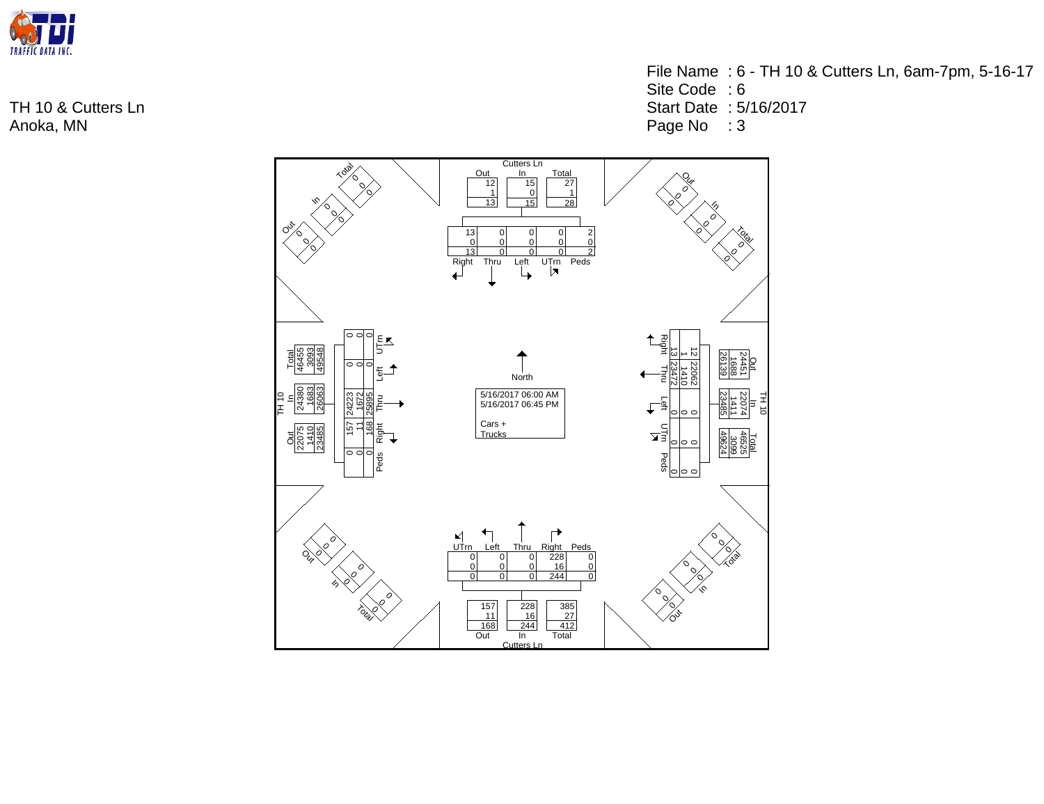TRAFFIC DATA INC.

TH 10 & Cutters Ln
Anoka, MN

File Name : 6 - TH 10 & Cutters Ln, 6am-7pm, 5-16-17
Site Code : 6
Start Date : 5/16/2017
Page No : 3

5/16/2017 06:00 AM
5/16/2017 06:45 PM

Cars +
Trucks

North

**Cutters Ln (North Approach)**

| | Out | In | Total |
|---|---|---|---|
| | 12 | 15 | 27 |
| | 1 | 0 | 1 |
| | 13 | 15 | 28 |

| Right | Thru | Left | UTrn | Peds |
|---|---|---|---|---|
| 13 | 0 | 0 | 0 | 2 |
| 0 | 0 | 0 | 0 | 0 |
| 13 | 0 | 0 | 0 | 2 |

**TH 10 (West Approach)**

| | Out | In | Total |
|---|---|---|---|
| | 22075 | 24380 | 46455 |
| | 1410 | 1683 | 3093 |
| | 23485 | 26063 | 49548 |

| UTrn | Left | Thru | Right | Peds |
|---|---|---|---|---|
| 0 | 0 | 24223 | 157 | 0 |
| 0 | 0 | 1672 | 11 | 0 |
| 0 | 0 | 25895 | 168 | 0 |

**TH 10 (East Approach)**

| | Out | In | Total |
|---|---|---|---|
| | 24451 | 22074 | 46525 |
| | 1688 | 1411 | 3099 |
| | 26139 | 23485 | 49624 |

| Right | Thru | Left | UTrn | Peds |
|---|---|---|---|---|
| 12 | 22062 | 0 | 0 | 0 |
| 1 | 1410 | 0 | 0 | 0 |
| 13 | 23472 | 0 | 0 | 0 |

**Cutters Ln (South Approach)**

| UTrn | Left | Thru | Right | Peds |
|---|---|---|---|---|
| 0 | 0 | 0 | 228 | 0 |
| 0 | 0 | 0 | 16 | 0 |
| 0 | 0 | 0 | 244 | 0 |

| | Out | In | Total |
|---|---|---|---|
| | 157 | 228 | 385 |
| | 11 | 16 | 27 |
| | 168 | 244 | 412 |

**Northwest Approach**

| | Out | In | Total |
|---|---|---|---|
| | 0 | 0 | 0 |
| | 0 | 0 | 0 |
| | 0 | 0 | 0 |

**Northeast Approach**

| | Out | In | Total |
|---|---|---|---|
| | 0 | 0 | 0 |
| | 0 | 0 | 0 |
| | 0 | 0 | 0 |

**Southwest Approach**

| | Out | In | Total |
|---|---|---|---|
| | 0 | 0 | 0 |
| | 0 | 0 | 0 |
| | 0 | 0 | 0 |

**Southeast Approach**

| | Out | In | Total |
|---|---|---|---|
| | 0 | 0 | 0 |
| | 0 | 0 | 0 |
| | 0 | 0 | 0 |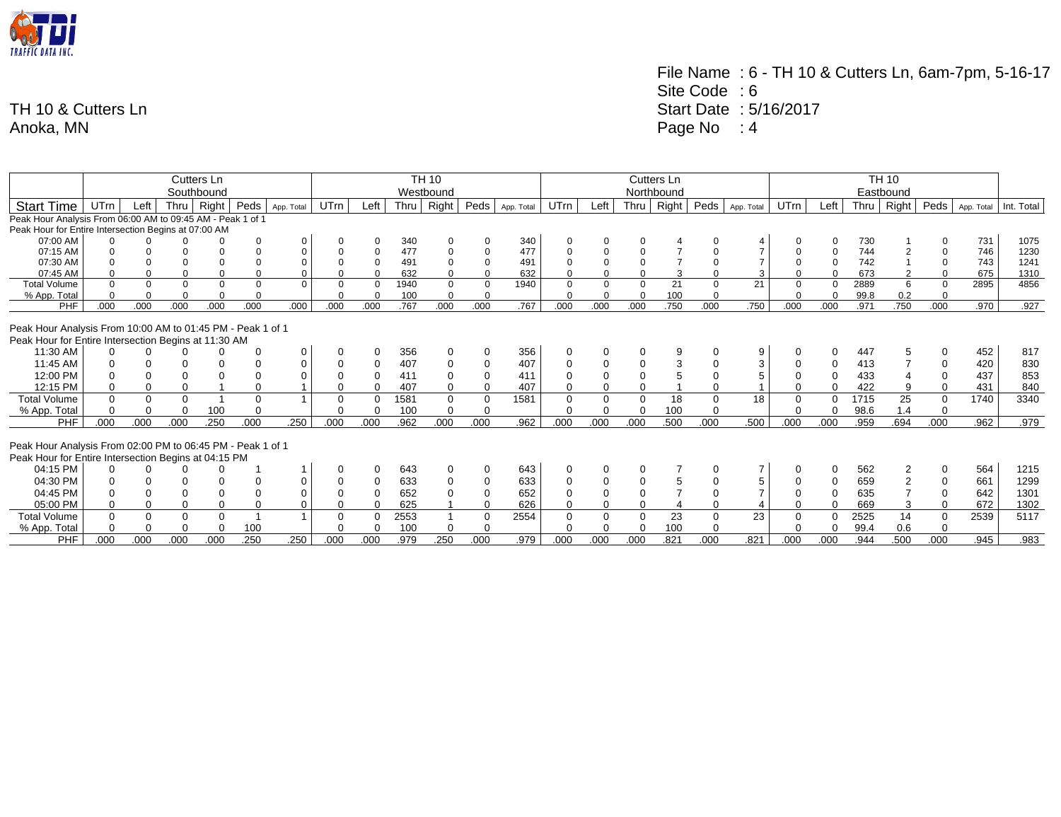TRAFFIC DATA INC.

TH 10 & Cutters Ln
Anoka, MN

File Name : 6 - TH 10 & Cutters Ln, 6am-7pm, 5-16-17
Site Code : 6
Start Date : 5/16/2017
Page No : 4

| | Cutters Ln Southbound | | | | | | TH 10 Westbound | | | | | | Cutters Ln Northbound | | | | | | TH 10 Eastbound | | | | | | |
|---|---|---|---|---|---|---|---|---|---|---|---|---|---|---|---|---|---|---|---|---|---|---|---|---|---|
| Start Time | UTrn | Left | Thru | Right | Peds | App. Total | UTrn | Left | Thru | Right | Peds | App. Total | UTrn | Left | Thru | Right | Peds | App. Total | UTrn | Left | Thru | Right | Peds | App. Total | Int. Total |
| Peak Hour Analysis From 06:00 AM to 09:45 AM - Peak 1 of 1 | | | | | | | | | | | | | | | | | | | | | | | | | |
| Peak Hour for Entire Intersection Begins at 07:00 AM | | | | | | | | | | | | | | | | | | | | | | | | | |
| 07:00 AM | 0 | 0 | 0 | 0 | 0 | 0 | 0 | 0 | 340 | 0 | 0 | 340 | 0 | 0 | 0 | 4 | 0 | 4 | 0 | 0 | 730 | 1 | 0 | 731 | 1075 |
| 07:15 AM | 0 | 0 | 0 | 0 | 0 | 0 | 0 | 0 | 477 | 0 | 0 | 477 | 0 | 0 | 0 | 7 | 0 | 7 | 0 | 0 | 744 | 2 | 0 | 746 | 1230 |
| 07:30 AM | 0 | 0 | 0 | 0 | 0 | 0 | 0 | 0 | 491 | 0 | 0 | 491 | 0 | 0 | 0 | 7 | 0 | 7 | 0 | 0 | 742 | 1 | 0 | 743 | 1241 |
| 07:45 AM | 0 | 0 | 0 | 0 | 0 | 0 | 0 | 0 | 632 | 0 | 0 | 632 | 0 | 0 | 0 | 3 | 0 | 3 | 0 | 0 | 673 | 2 | 0 | 675 | 1310 |
| Total Volume | 0 | 0 | 0 | 0 | 0 | 0 | 0 | 0 | 1940 | 0 | 0 | 1940 | 0 | 0 | 0 | 21 | 0 | 21 | 0 | 0 | 2889 | 6 | 0 | 2895 | 4856 |
| % App. Total | 0 | 0 | 0 | 0 | 0 | | 0 | 0 | 100 | 0 | 0 | | 0 | 0 | 0 | 100 | 0 | | 0 | 0 | 99.8 | 0.2 | 0 | | |
| PHF | .000 | .000 | .000 | .000 | .000 | .000 | .000 | .000 | .767 | .000 | .000 | .767 | .000 | .000 | .000 | .750 | .000 | .750 | .000 | .000 | .971 | .750 | .000 | .970 | .927 |
| Peak Hour Analysis From 10:00 AM to 01:45 PM - Peak 1 of 1 | | | | | | | | | | | | | | | | | | | | | | | | | |
| Peak Hour for Entire Intersection Begins at 11:30 AM | | | | | | | | | | | | | | | | | | | | | | | | | |
| 11:30 AM | 0 | 0 | 0 | 0 | 0 | 0 | 0 | 0 | 356 | 0 | 0 | 356 | 0 | 0 | 0 | 9 | 0 | 9 | 0 | 0 | 447 | 5 | 0 | 452 | 817 |
| 11:45 AM | 0 | 0 | 0 | 0 | 0 | 0 | 0 | 0 | 407 | 0 | 0 | 407 | 0 | 0 | 0 | 3 | 0 | 3 | 0 | 0 | 413 | 7 | 0 | 420 | 830 |
| 12:00 PM | 0 | 0 | 0 | 0 | 0 | 0 | 0 | 0 | 411 | 0 | 0 | 411 | 0 | 0 | 0 | 5 | 0 | 5 | 0 | 0 | 433 | 4 | 0 | 437 | 853 |
| 12:15 PM | 0 | 0 | 0 | 1 | 0 | 1 | 0 | 0 | 407 | 0 | 0 | 407 | 0 | 0 | 0 | 1 | 0 | 1 | 0 | 0 | 422 | 9 | 0 | 431 | 840 |
| Total Volume | 0 | 0 | 0 | 1 | 0 | 1 | 0 | 0 | 1581 | 0 | 0 | 1581 | 0 | 0 | 0 | 18 | 0 | 18 | 0 | 0 | 1715 | 25 | 0 | 1740 | 3340 |
| % App. Total | 0 | 0 | 0 | 100 | 0 | | 0 | 0 | 100 | 0 | 0 | | 0 | 0 | 0 | 100 | 0 | | 0 | 0 | 98.6 | 1.4 | 0 | | |
| PHF | .000 | .000 | .000 | .250 | .000 | .250 | .000 | .000 | .962 | .000 | .000 | .962 | .000 | .000 | .000 | .500 | .000 | .500 | .000 | .000 | .959 | .694 | .000 | .962 | .979 |
| Peak Hour Analysis From 02:00 PM to 06:45 PM - Peak 1 of 1 | | | | | | | | | | | | | | | | | | | | | | | | | |
| Peak Hour for Entire Intersection Begins at 04:15 PM | | | | | | | | | | | | | | | | | | | | | | | | | |
| 04:15 PM | 0 | 0 | 0 | 0 | 1 | 1 | 0 | 0 | 643 | 0 | 0 | 643 | 0 | 0 | 0 | 7 | 0 | 7 | 0 | 0 | 562 | 2 | 0 | 564 | 1215 |
| 04:30 PM | 0 | 0 | 0 | 0 | 0 | 0 | 0 | 0 | 633 | 0 | 0 | 633 | 0 | 0 | 0 | 5 | 0 | 5 | 0 | 0 | 659 | 2 | 0 | 661 | 1299 |
| 04:45 PM | 0 | 0 | 0 | 0 | 0 | 0 | 0 | 0 | 652 | 0 | 0 | 652 | 0 | 0 | 0 | 7 | 0 | 7 | 0 | 0 | 635 | 7 | 0 | 642 | 1301 |
| 05:00 PM | 0 | 0 | 0 | 0 | 0 | 0 | 0 | 0 | 625 | 1 | 0 | 626 | 0 | 0 | 0 | 4 | 0 | 4 | 0 | 0 | 669 | 3 | 0 | 672 | 1302 |
| Total Volume | 0 | 0 | 0 | 0 | 1 | 1 | 0 | 0 | 2553 | 1 | 0 | 2554 | 0 | 0 | 0 | 23 | 0 | 23 | 0 | 0 | 2525 | 14 | 0 | 2539 | 5117 |
| % App. Total | 0 | 0 | 0 | 0 | 100 | | 0 | 0 | 100 | 0 | 0 | | 0 | 0 | 0 | 100 | 0 | | 0 | 0 | 99.4 | 0.6 | 0 | | |
| PHF | .000 | .000 | .000 | .000 | .250 | .250 | .000 | .000 | .979 | .250 | .000 | .979 | .000 | .000 | .000 | .821 | .000 | .821 | .000 | .000 | .944 | .500 | .000 | .945 | .983 |